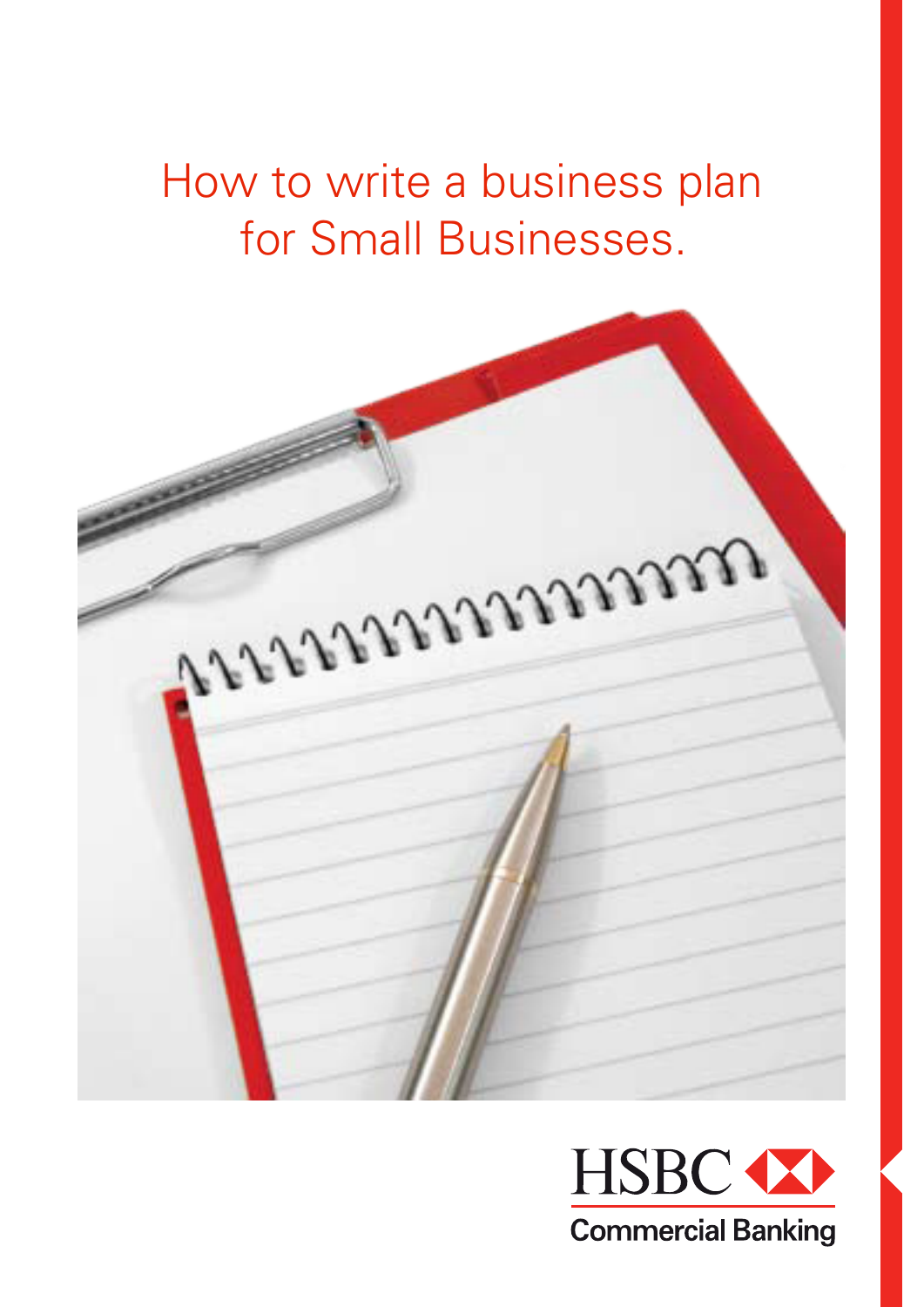# How to write a business plan for Small Businesses.

HSBC

Commercial Banking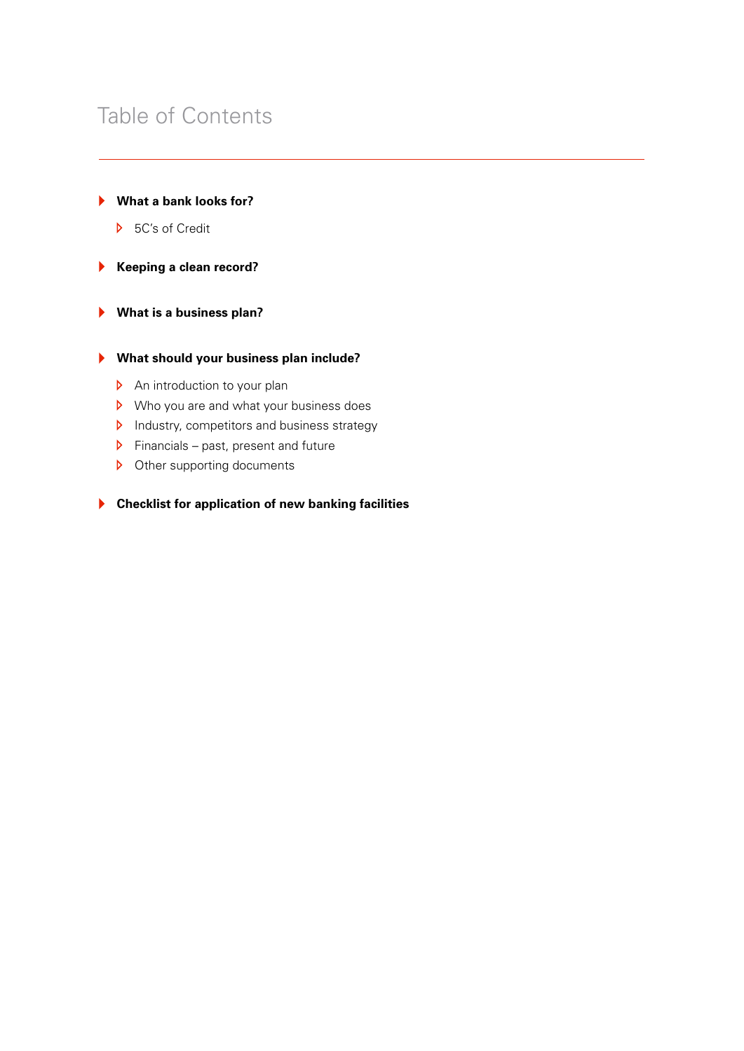# Table of Contents

- **What a bank looks for?**
  - 5C's of Credit
- **Keeping a clean record?**
- **What is a business plan?**
- **What should your business plan include?**
  - An introduction to your plan
  - Who you are and what your business does
  - Industry, competitors and business strategy
  - Financials – past, present and future
  - Other supporting documents
- **Checklist for application of new banking facilities**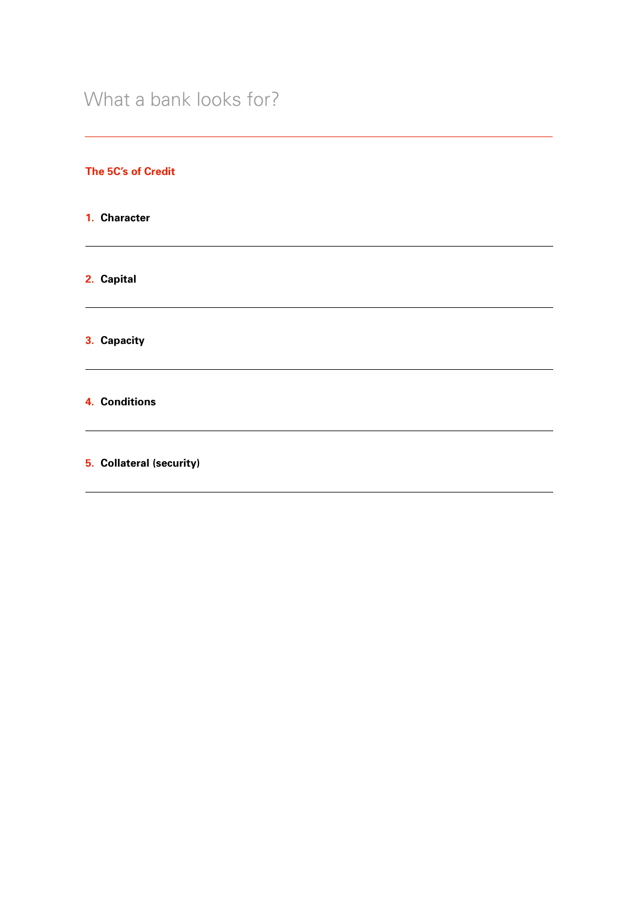# What a bank looks for?

---

## The 5C's of Credit

1. **Character**

---

2. **Capital**

---

3. **Capacity**

---

4. **Conditions**

---

5. **Collateral (security)**

---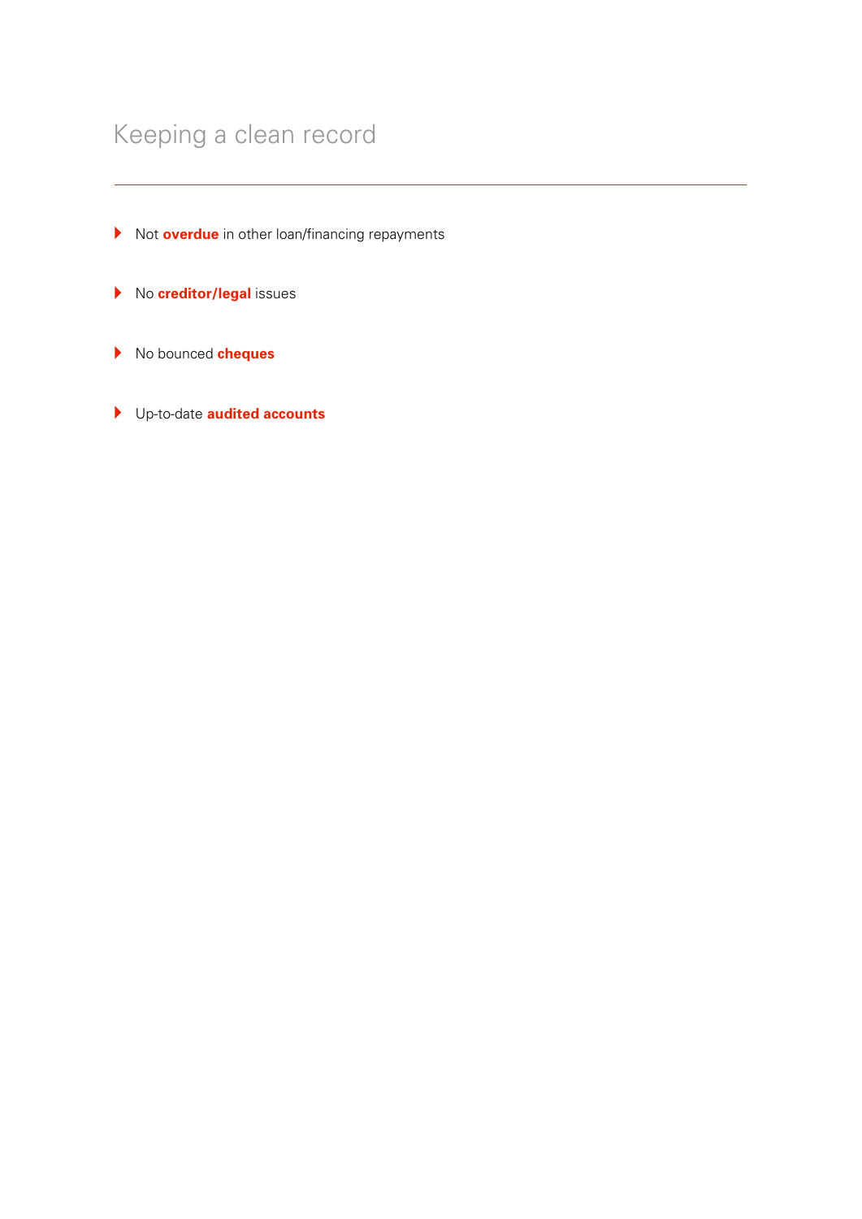# Keeping a clean record

- Not **overdue** in other loan/financing repayments
- No **creditor/legal** issues
- No bounced **cheques**
- Up-to-date **audited accounts**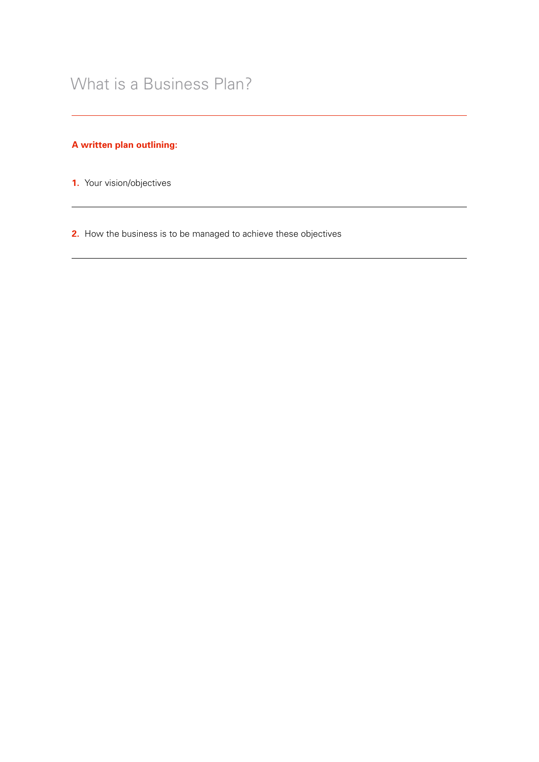# What is a Business Plan?

**A written plan outlining:**

1. Your vision/objectives
2. How the business is to be managed to achieve these objectives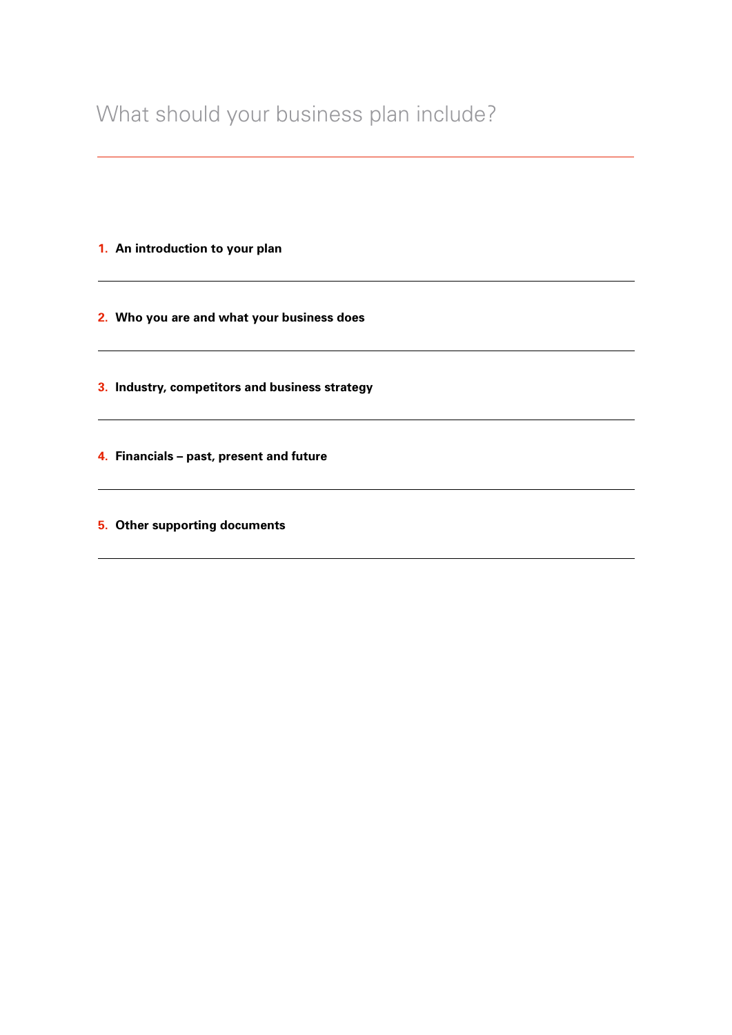# What should your business plan include?

1. **An introduction to your plan**
2. **Who you are and what your business does**
3. **Industry, competitors and business strategy**
4. **Financials – past, present and future**
5. **Other supporting documents**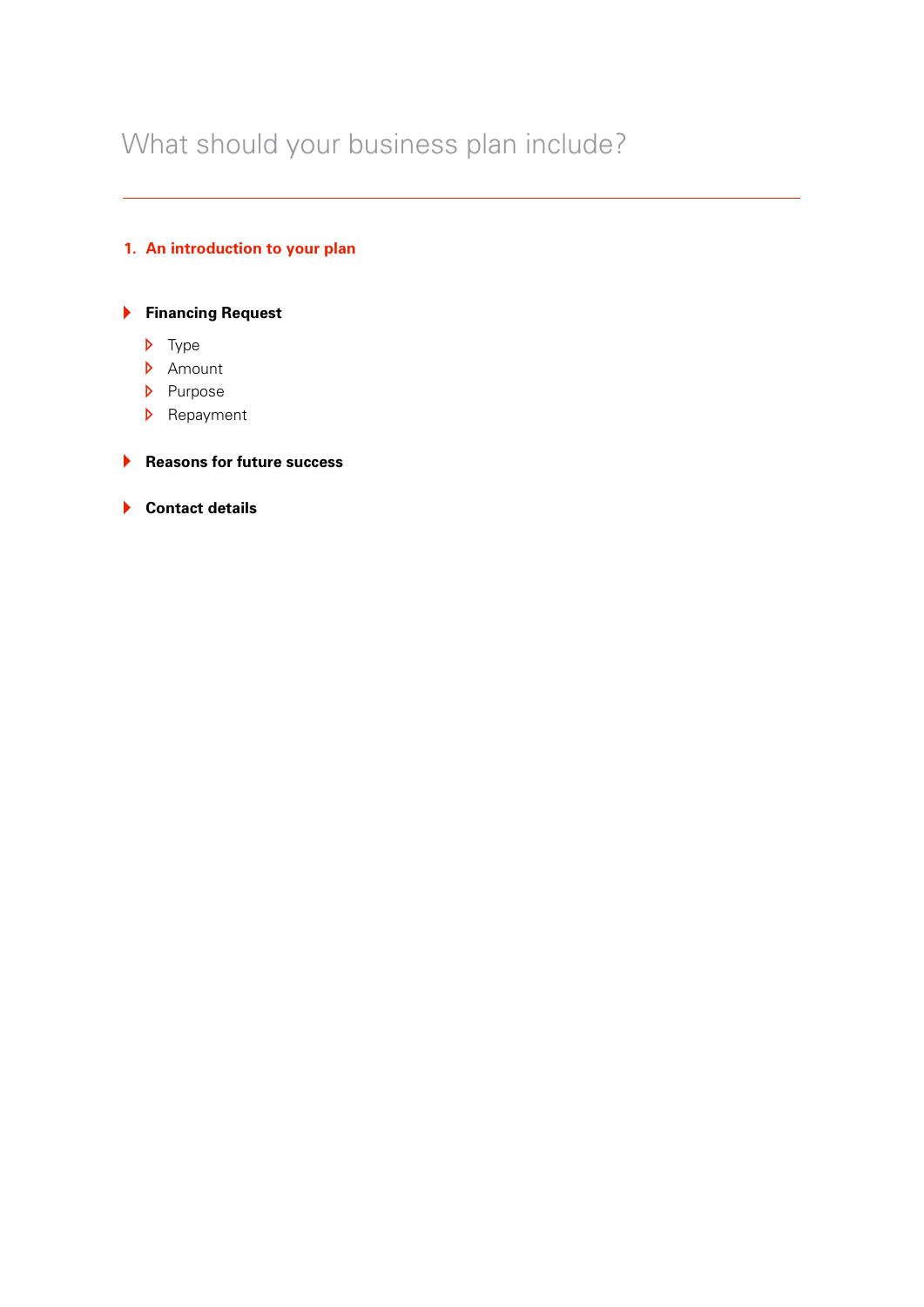# What should your business plan include?

---

## 1. An introduction to your plan

- **Financing Request**
  - Type
  - Amount
  - Purpose
  - Repayment
- **Reasons for future success**
- **Contact details**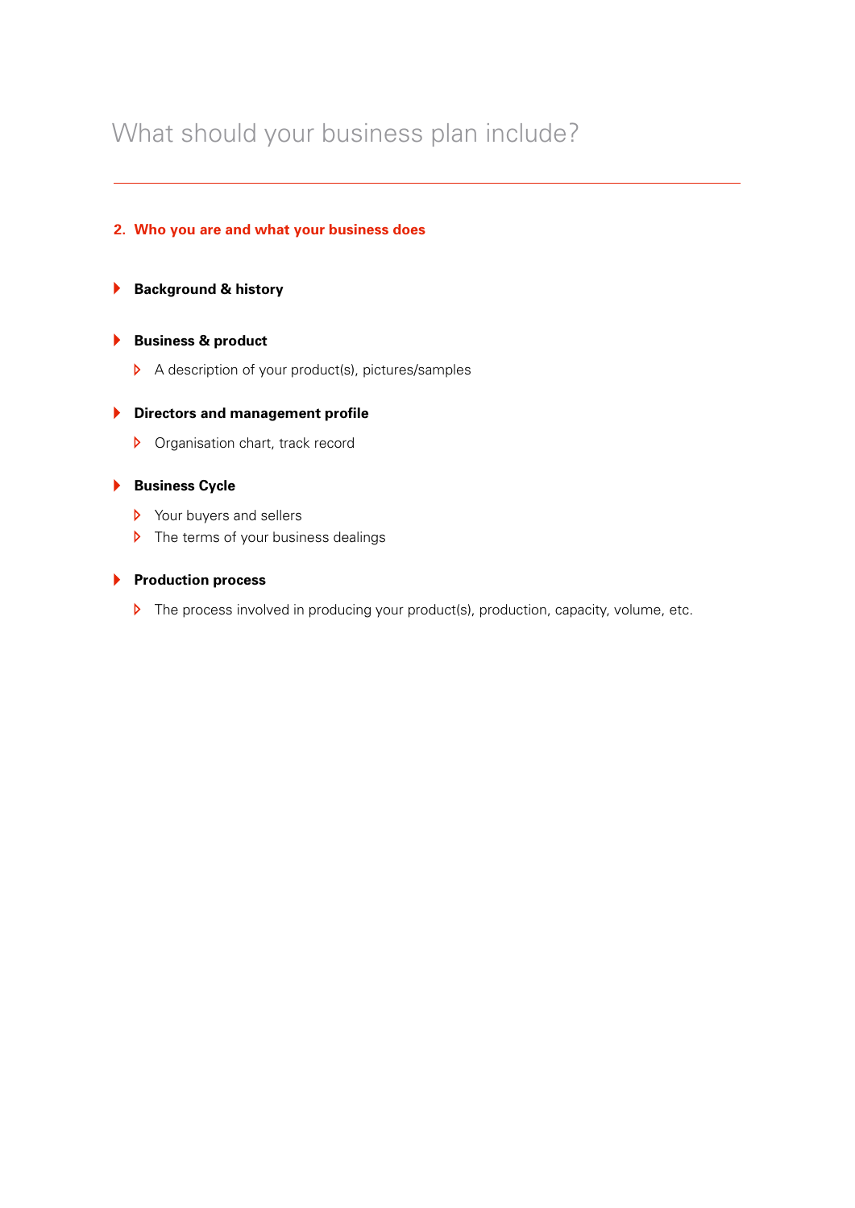# What should your business plan include?

## 2. Who you are and what your business does

- **Background & history**

- **Business & product**
  - A description of your product(s), pictures/samples

- **Directors and management profile**
  - Organisation chart, track record

- **Business Cycle**
  - Your buyers and sellers
  - The terms of your business dealings

- **Production process**
  - The process involved in producing your product(s), production, capacity, volume, etc.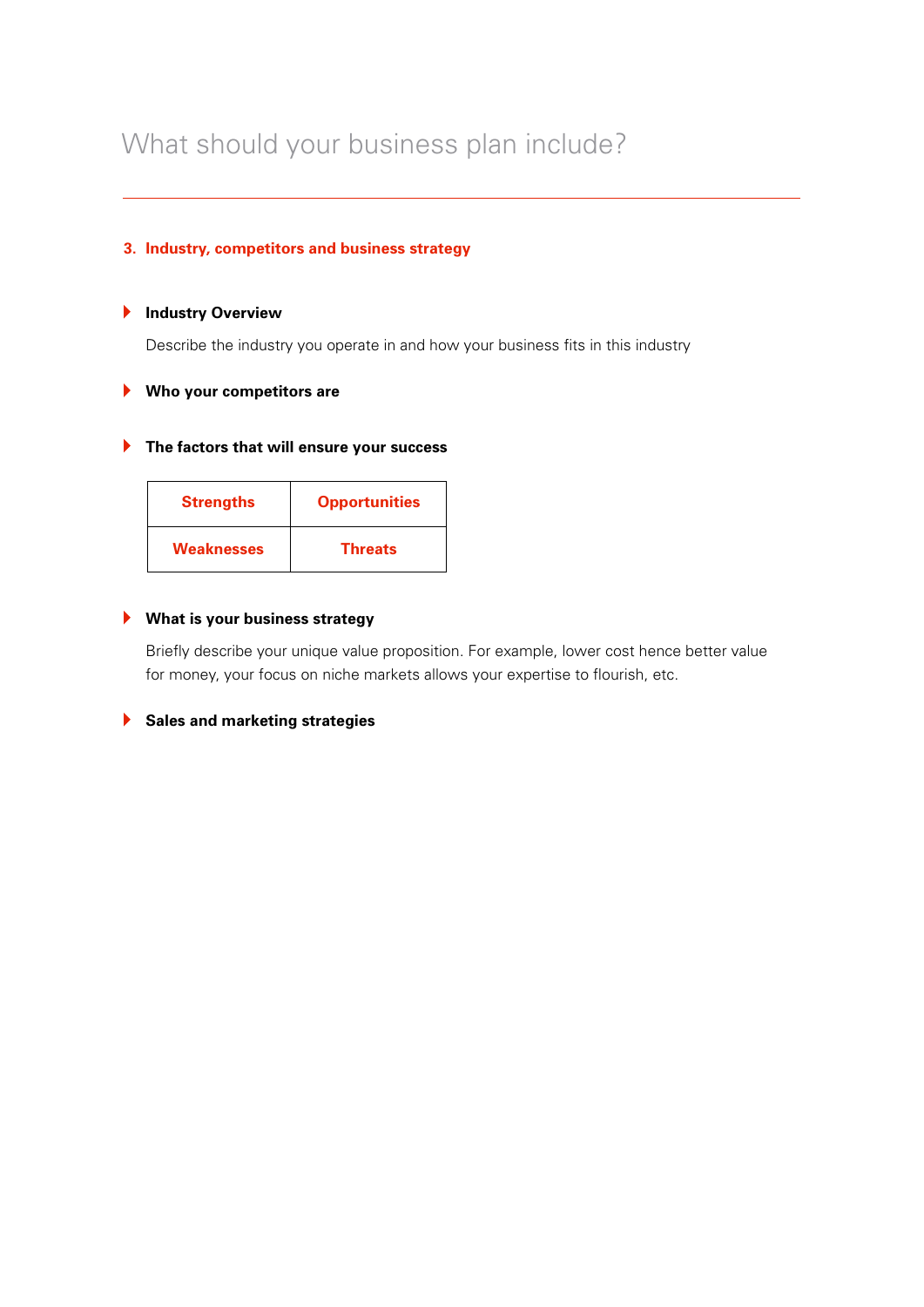# What should your business plan include?

---

## 3. Industry, competitors and business strategy

- **Industry Overview**

  Describe the industry you operate in and how your business fits in this industry

- **Who your competitors are**

- **The factors that will ensure your success**

| Strengths | Opportunities |
|---|---|
| Weaknesses | Threats |

- **What is your business strategy**

  Briefly describe your unique value proposition. For example, lower cost hence better value for money, your focus on niche markets allows your expertise to flourish, etc.

- **Sales and marketing strategies**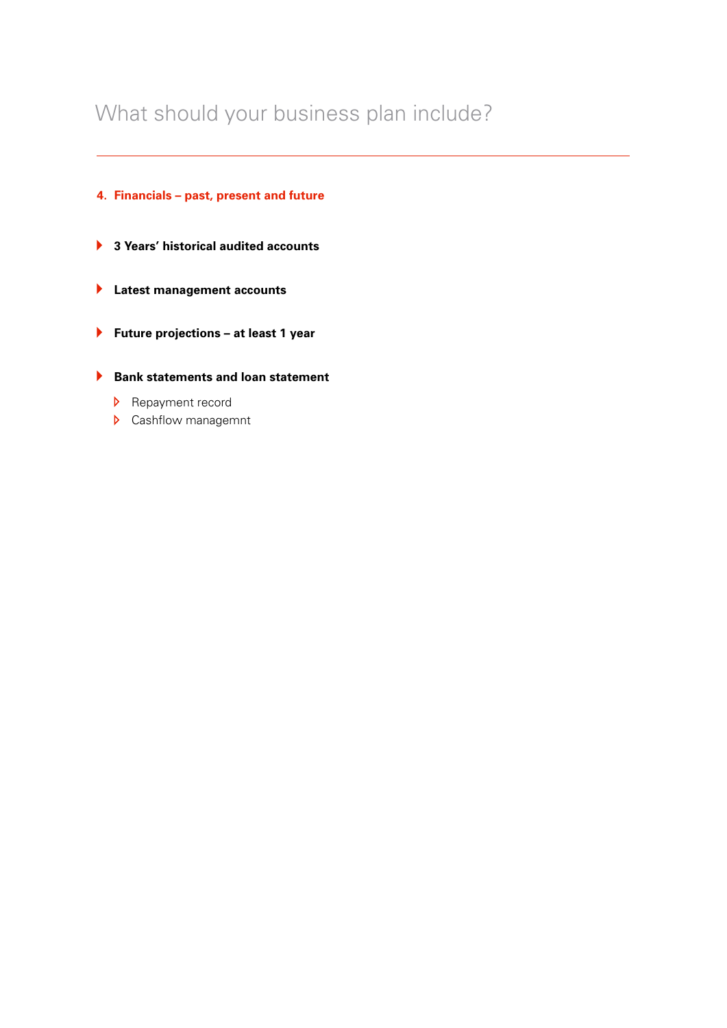# What should your business plan include?

---

## 4. Financials – past, present and future

- **3 Years' historical audited accounts**

- **Latest management accounts**

- **Future projections – at least 1 year**

- **Bank statements and loan statement**
  - Repayment record
  - Cashflow managemnt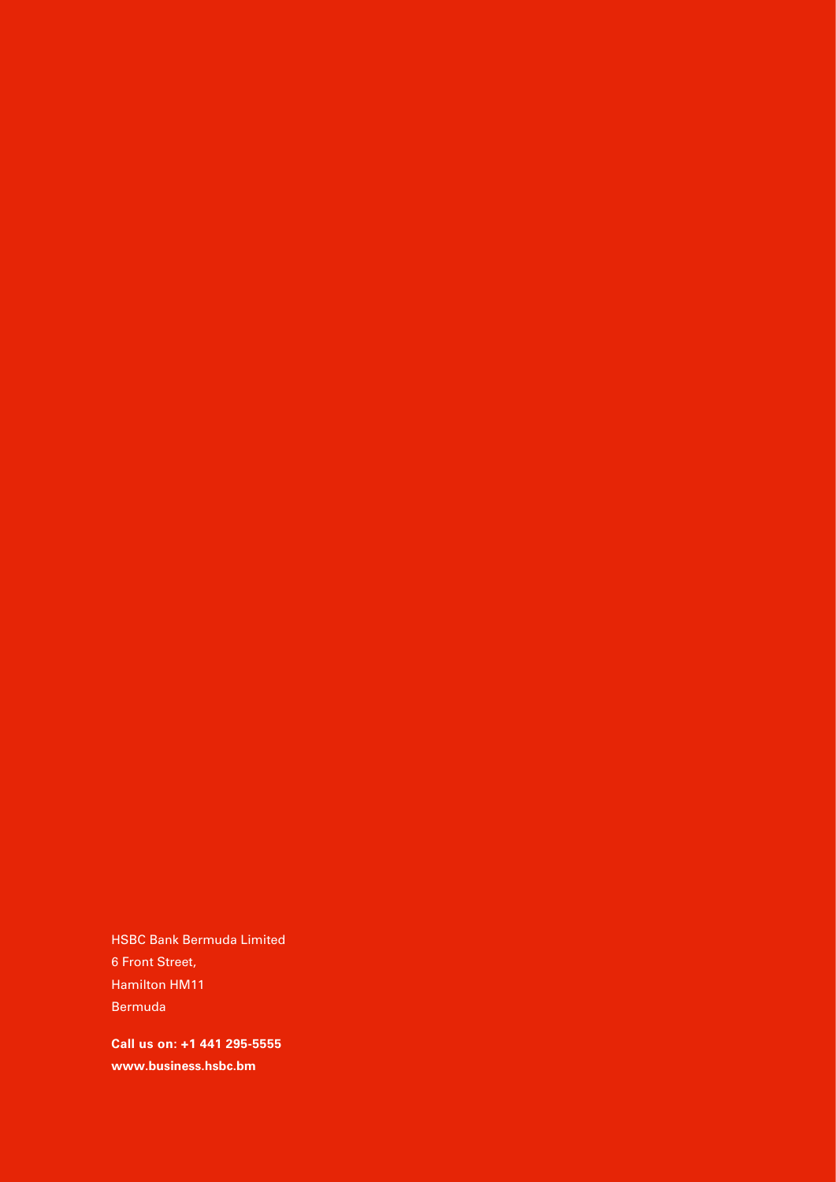HSBC Bank Bermuda Limited
6 Front Street,
Hamilton HM11
Bermuda

**Call us on: +1 441 295-5555**
**www.business.hsbc.bm**